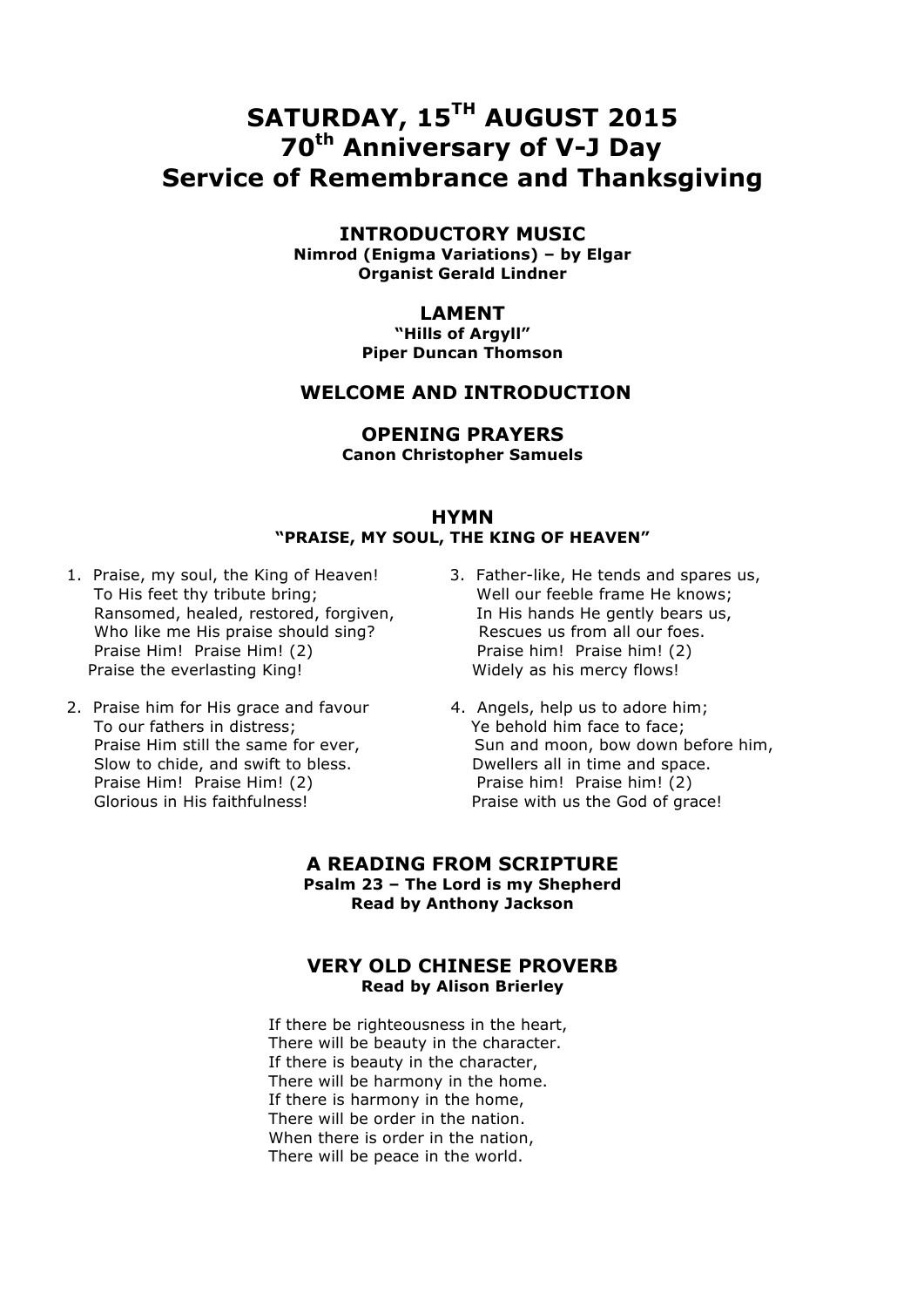# SATURDAY, 15TH AUGUST 2015
# 70th Anniversary of V-J Day
# Service of Remembrance and Thanksgiving

## INTRODUCTORY MUSIC

**Nimrod (Enigma Variations) – by Elgar**
**Organist Gerald Lindner**

## LAMENT

**"Hills of Argyll"**
**Piper Duncan Thomson**

## WELCOME AND INTRODUCTION

## OPENING PRAYERS

**Canon Christopher Samuels**

## HYMN

**"PRAISE, MY SOUL, THE KING OF HEAVEN"**

1. Praise, my soul, the King of Heaven!
   To His feet thy tribute bring;
   Ransomed, healed, restored, forgiven,
   Who like me His praise should sing?
   Praise Him! Praise Him! (2)
   Praise the everlasting King!

2. Praise him for His grace and favour
   To our fathers in distress;
   Praise Him still the same for ever,
   Slow to chide, and swift to bless.
   Praise Him! Praise Him! (2)
   Glorious in His faithfulness!

3. Father-like, He tends and spares us,
   Well our feeble frame He knows;
   In His hands He gently bears us,
   Rescues us from all our foes.
   Praise him! Praise him! (2)
   Widely as his mercy flows!

4. Angels, help us to adore him;
   Ye behold him face to face;
   Sun and moon, bow down before him,
   Dwellers all in time and space.
   Praise him! Praise him! (2)
   Praise with us the God of grace!

## A READING FROM SCRIPTURE

**Psalm 23 – The Lord is my Shepherd**
**Read by Anthony Jackson**

## VERY OLD CHINESE PROVERB

**Read by Alison Brierley**

If there be righteousness in the heart,
There will be beauty in the character.
If there is beauty in the character,
There will be harmony in the home.
If there is harmony in the home,
There will be order in the nation.
When there is order in the nation,
There will be peace in the world.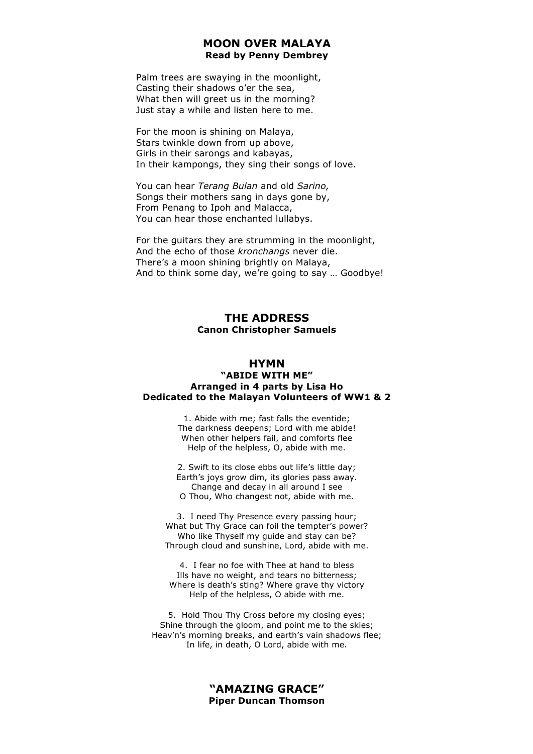## MOON OVER MALAYA

**Read by Penny Dembrey**

Palm trees are swaying in the moonlight,
Casting their shadows o'er the sea,
What then will greet us in the morning?
Just stay a while and listen here to me.

For the moon is shining on Malaya,
Stars twinkle down from up above,
Girls in their sarongs and kabayas,
In their kampongs, they sing their songs of love.

You can hear *Terang Bulan* and old *Sarino,*
Songs their mothers sang in days gone by,
From Penang to Ipoh and Malacca,
You can hear those enchanted lullabys.

For the guitars they are strumming in the moonlight,
And the echo of those *kronchangs* never die.
There's a moon shining brightly on Malaya,
And to think some day, we're going to say … Goodbye!

## THE ADDRESS

**Canon Christopher Samuels**

## HYMN

**"ABIDE WITH ME"**
**Arranged in 4 parts by Lisa Ho**
**Dedicated to the Malayan Volunteers of WW1 & 2**

1. Abide with me; fast falls the eventide;
The darkness deepens; Lord with me abide!
When other helpers fail, and comforts flee
Help of the helpless, O, abide with me.

2. Swift to its close ebbs out life's little day;
Earth's joys grow dim, its glories pass away.
Change and decay in all around I see
O Thou, Who changest not, abide with me.

3. I need Thy Presence every passing hour;
What but Thy Grace can foil the tempter's power?
Who like Thyself my guide and stay can be?
Through cloud and sunshine, Lord, abide with me.

4. I fear no foe with Thee at hand to bless
Ills have no weight, and tears no bitterness;
Where is death's sting? Where grave thy victory
Help of the helpless, O abide with me.

5. Hold Thou Thy Cross before my closing eyes;
Shine through the gloom, and point me to the skies;
Heav'n's morning breaks, and earth's vain shadows flee;
In life, in death, O Lord, abide with me.

## "AMAZING GRACE"

**Piper Duncan Thomson**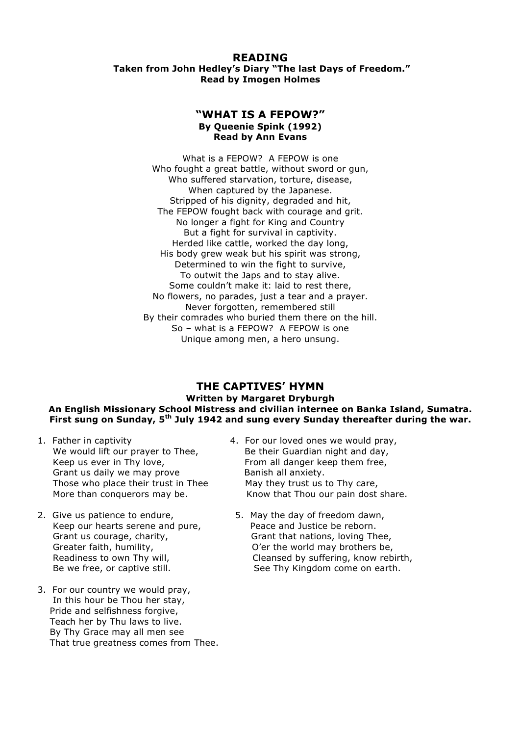## READING

**Taken from John Hedley's Diary "The last Days of Freedom."**
**Read by Imogen Holmes**

## "WHAT IS A FEPOW?"

**By Queenie Spink (1992)**
**Read by Ann Evans**

What is a FEPOW? A FEPOW is one
Who fought a great battle, without sword or gun,
Who suffered starvation, torture, disease,
When captured by the Japanese.
Stripped of his dignity, degraded and hit,
The FEPOW fought back with courage and grit.
No longer a fight for King and Country
But a fight for survival in captivity.
Herded like cattle, worked the day long,
His body grew weak but his spirit was strong,
Determined to win the fight to survive,
To outwit the Japs and to stay alive.
Some couldn't make it: laid to rest there,
No flowers, no parades, just a tear and a prayer.
Never forgotten, remembered still
By their comrades who buried them there on the hill.
So – what is a FEPOW? A FEPOW is one
Unique among men, a hero unsung.

## THE CAPTIVES' HYMN

**Written by Margaret Dryburgh**
**An English Missionary School Mistress and civilian internee on Banka Island, Sumatra.**
**First sung on Sunday, 5th July 1942 and sung every Sunday thereafter during the war.**

1. Father in captivity
   We would lift our prayer to Thee,
   Keep us ever in Thy love,
   Grant us daily we may prove
   Those who place their trust in Thee
   More than conquerors may be.

2. Give us patience to endure,
   Keep our hearts serene and pure,
   Grant us courage, charity,
   Greater faith, humility,
   Readiness to own Thy will,
   Be we free, or captive still.

3. For our country we would pray,
   In this hour be Thou her stay,
   Pride and selfishness forgive,
   Teach her by Thu laws to live.
   By Thy Grace may all men see
   That true greatness comes from Thee.

4. For our loved ones we would pray,
   Be their Guardian night and day,
   From all danger keep them free,
   Banish all anxiety.
   May they trust us to Thy care,
   Know that Thou our pain dost share.

5. May the day of freedom dawn,
   Peace and Justice be reborn.
   Grant that nations, loving Thee,
   O'er the world may brothers be,
   Cleansed by suffering, know rebirth,
   See Thy Kingdom come on earth.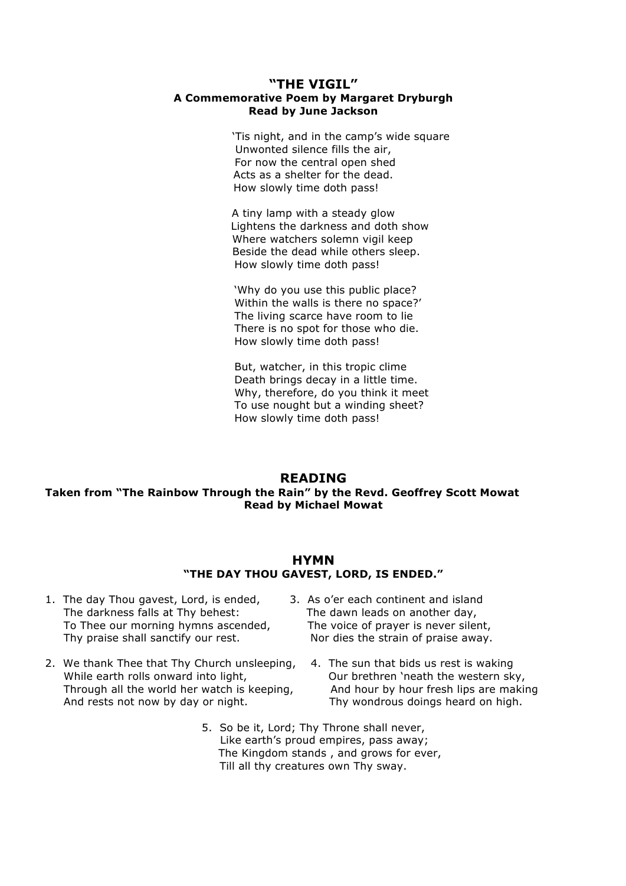## "THE VIGIL"

**A Commemorative Poem by Margaret Dryburgh**
**Read by June Jackson**

'Tis night, and in the camp's wide square
Unwonted silence fills the air,
For now the central open shed
Acts as a shelter for the dead.
How slowly time doth pass!

A tiny lamp with a steady glow
Lightens the darkness and doth show
Where watchers solemn vigil keep
Beside the dead while others sleep.
How slowly time doth pass!

'Why do you use this public place?
Within the walls is there no space?'
The living scarce have room to lie
There is no spot for those who die.
How slowly time doth pass!

But, watcher, in this tropic clime
Death brings decay in a little time.
Why, therefore, do you think it meet
To use nought but a winding sheet?
How slowly time doth pass!

## READING

**Taken from "The Rainbow Through the Rain" by the Revd. Geoffrey Scott Mowat**
**Read by Michael Mowat**

## HYMN

**"THE DAY THOU GAVEST, LORD, IS ENDED."**

1. The day Thou gavest, Lord, is ended,
   The darkness falls at Thy behest:
   To Thee our morning hymns ascended,
   Thy praise shall sanctify our rest.

2. We thank Thee that Thy Church unsleeping,
   While earth rolls onward into light,
   Through all the world her watch is keeping,
   And rests not now by day or night.

3. As o'er each continent and island
   The dawn leads on another day,
   The voice of prayer is never silent,
   Nor dies the strain of praise away.

4. The sun that bids us rest is waking
   Our brethren 'neath the western sky,
   And hour by hour fresh lips are making
   Thy wondrous doings heard on high.

5. So be it, Lord; Thy Throne shall never,
   Like earth's proud empires, pass away;
   The Kingdom stands , and grows for ever,
   Till all thy creatures own Thy sway.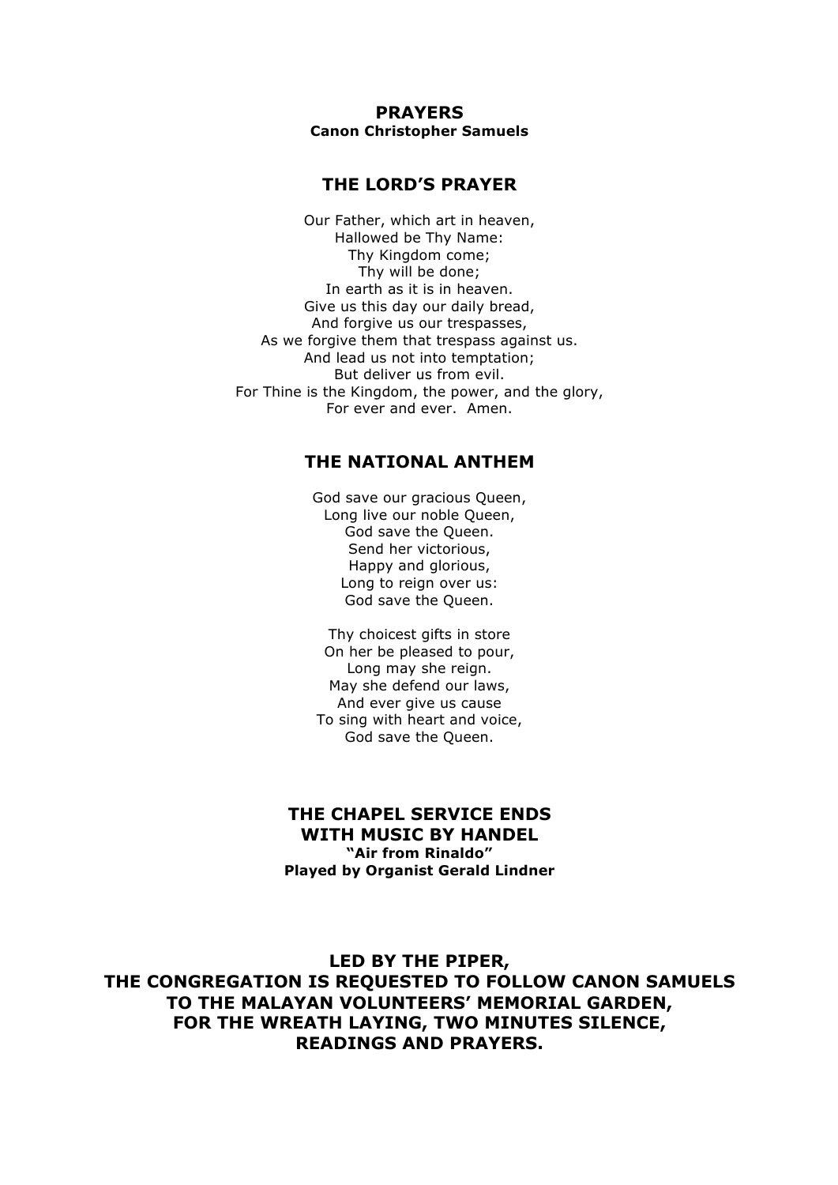## PRAYERS

**Canon Christopher Samuels**

## THE LORD'S PRAYER

Our Father, which art in heaven,
Hallowed be Thy Name:
Thy Kingdom come;
Thy will be done;
In earth as it is in heaven.
Give us this day our daily bread,
And forgive us our trespasses,
As we forgive them that trespass against us.
And lead us not into temptation;
But deliver us from evil.
For Thine is the Kingdom, the power, and the glory,
For ever and ever. Amen.

## THE NATIONAL ANTHEM

God save our gracious Queen,
Long live our noble Queen,
God save the Queen.
Send her victorious,
Happy and glorious,
Long to reign over us:
God save the Queen.

Thy choicest gifts in store
On her be pleased to pour,
Long may she reign.
May she defend our laws,
And ever give us cause
To sing with heart and voice,
God save the Queen.

## THE CHAPEL SERVICE ENDS WITH MUSIC BY HANDEL

**"Air from Rinaldo"**
**Played by Organist Gerald Lindner**

**LED BY THE PIPER, THE CONGREGATION IS REQUESTED TO FOLLOW CANON SAMUELS TO THE MALAYAN VOLUNTEERS' MEMORIAL GARDEN, FOR THE WREATH LAYING, TWO MINUTES SILENCE, READINGS AND PRAYERS.**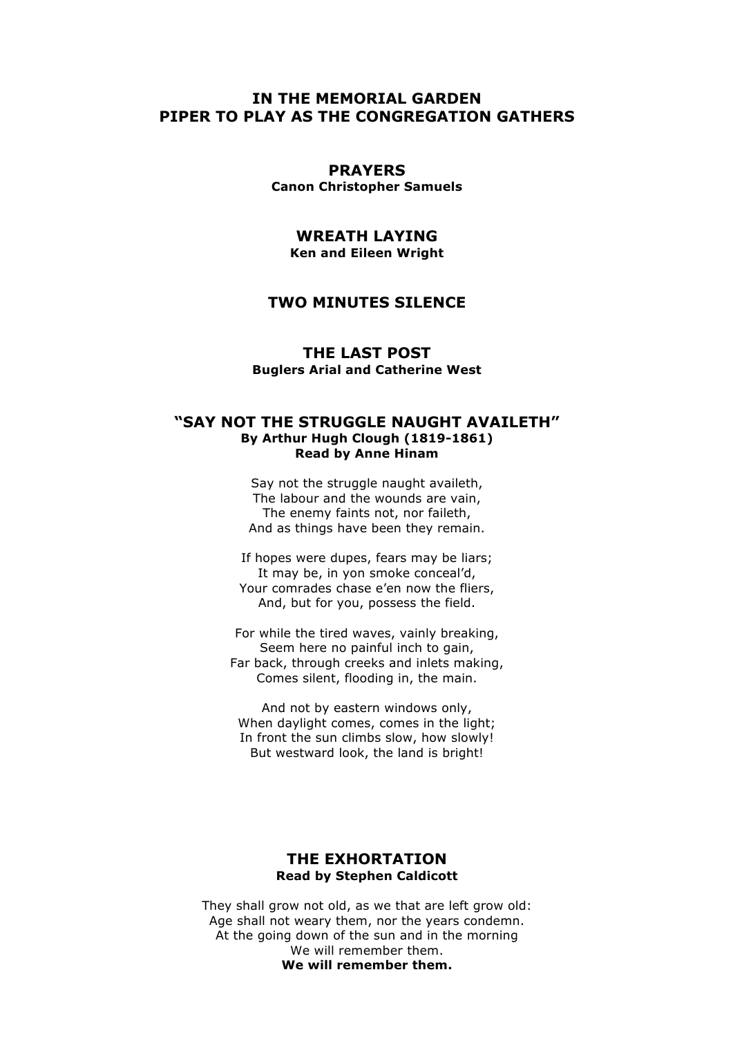## IN THE MEMORIAL GARDEN
## PIPER TO PLAY AS THE CONGREGATION GATHERS

### PRAYERS

**Canon Christopher Samuels**

### WREATH LAYING

**Ken and Eileen Wright**

### TWO MINUTES SILENCE

### THE LAST POST

**Buglers Arial and Catherine West**

### "SAY NOT THE STRUGGLE NAUGHT AVAILETH"

**By Arthur Hugh Clough (1819-1861)**
**Read by Anne Hinam**

Say not the struggle naught availeth,
The labour and the wounds are vain,
The enemy faints not, nor faileth,
And as things have been they remain.

If hopes were dupes, fears may be liars;
It may be, in yon smoke conceal'd,
Your comrades chase e'en now the fliers,
And, but for you, possess the field.

For while the tired waves, vainly breaking,
Seem here no painful inch to gain,
Far back, through creeks and inlets making,
Comes silent, flooding in, the main.

And not by eastern windows only,
When daylight comes, comes in the light;
In front the sun climbs slow, how slowly!
But westward look, the land is bright!

### THE EXHORTATION

**Read by Stephen Caldicott**

They shall grow not old, as we that are left grow old:
Age shall not weary them, nor the years condemn.
At the going down of the sun and in the morning
We will remember them.
**We will remember them.**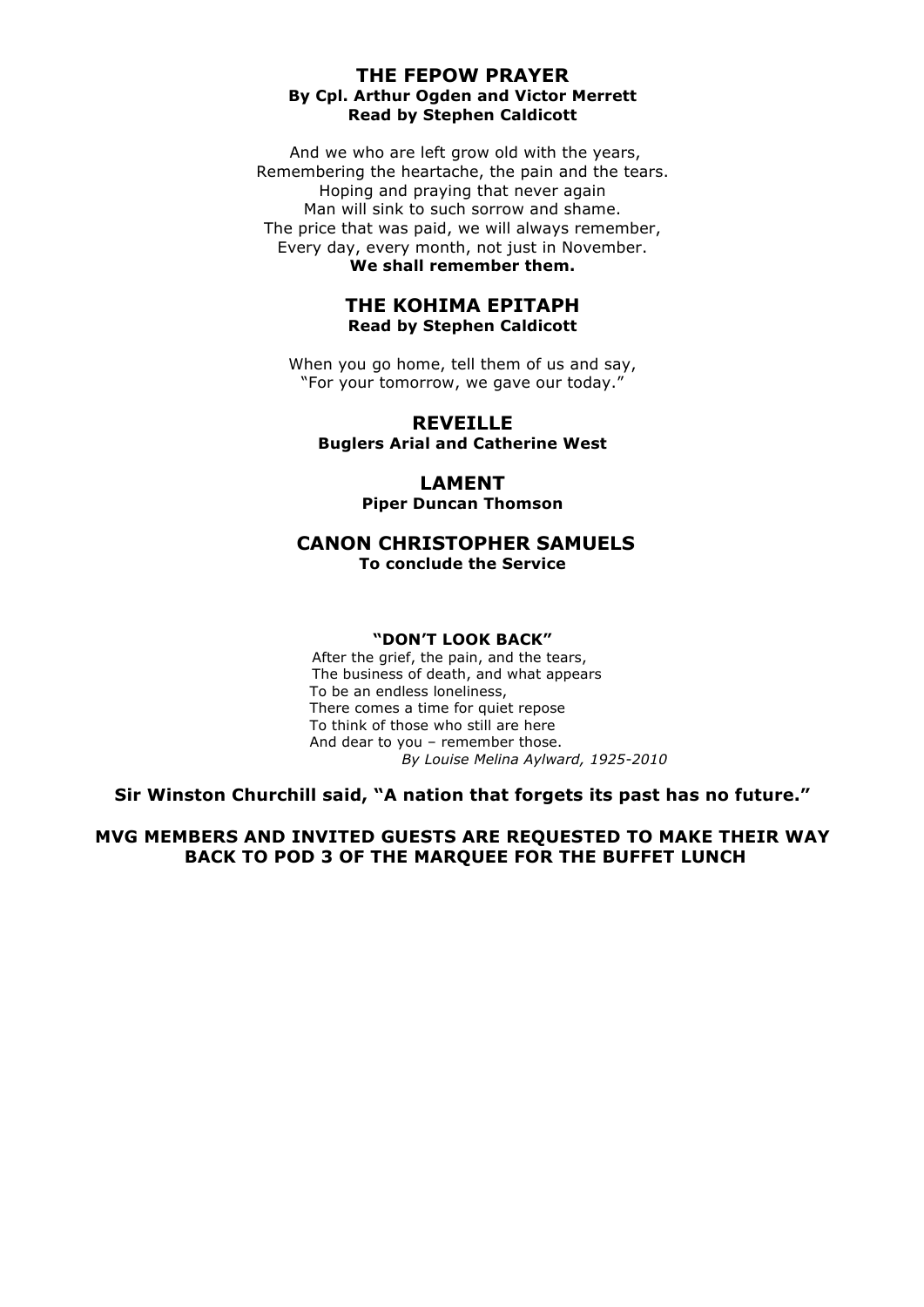## THE FEPOW PRAYER

**By Cpl. Arthur Ogden and Victor Merrett**
**Read by Stephen Caldicott**

And we who are left grow old with the years,
Remembering the heartache, the pain and the tears.
Hoping and praying that never again
Man will sink to such sorrow and shame.
The price that was paid, we will always remember,
Every day, every month, not just in November.
**We shall remember them.**

## THE KOHIMA EPITAPH

**Read by Stephen Caldicott**

When you go home, tell them of us and say,
"For your tomorrow, we gave our today."

## REVEILLE

**Buglers Arial and Catherine West**

## LAMENT

**Piper Duncan Thomson**

## CANON CHRISTOPHER SAMUELS

**To conclude the Service**

### "DON'T LOOK BACK"

After the grief, the pain, and the tears,
The business of death, and what appears
To be an endless loneliness,
There comes a time for quiet repose
To think of those who still are here
And dear to you – remember those.
*By Louise Melina Aylward, 1925-2010*

**Sir Winston Churchill said, "A nation that forgets its past has no future."**

**MVG MEMBERS AND INVITED GUESTS ARE REQUESTED TO MAKE THEIR WAY BACK TO POD 3 OF THE MARQUEE FOR THE BUFFET LUNCH**